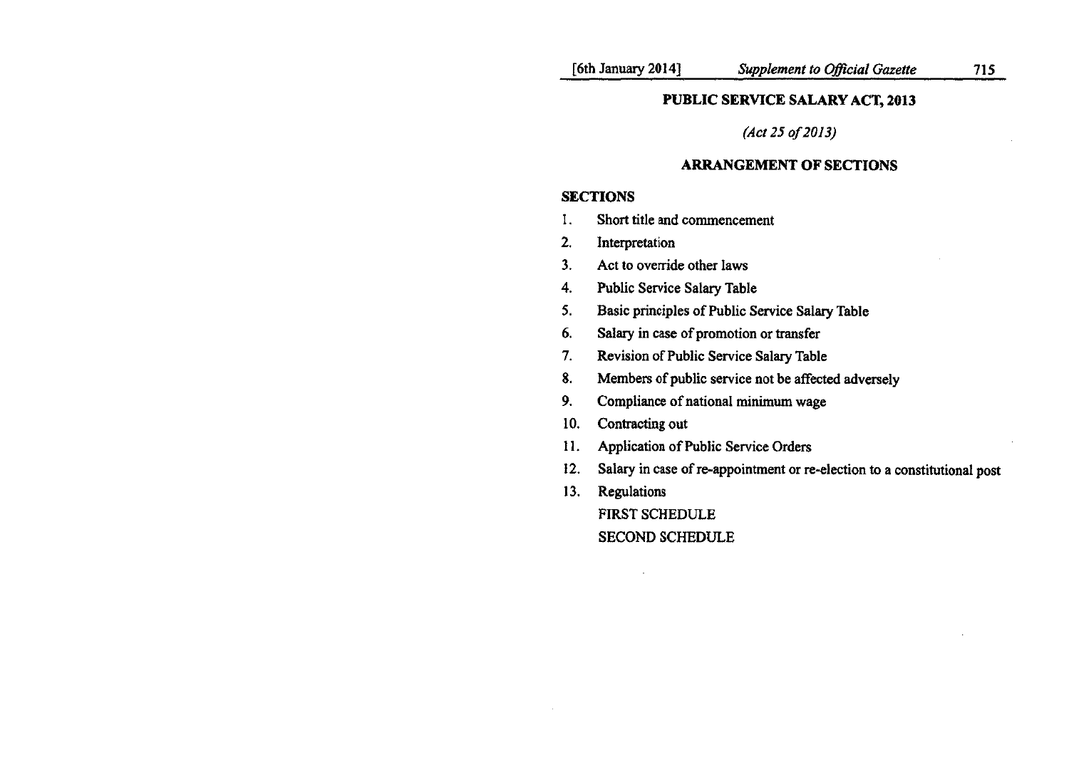# PUBLIC SERVICE SALARY ACT, 2013

*(Act 25 of 2013)*

## ARRANGEMENT OF SECTIONS

**SECTIONS**

1. Short title and commencement
2. Interpretation
3. Act to override other laws
4. Public Service Salary Table
5. Basic principles of Public Service Salary Table
6. Salary in case of promotion or transfer
7. Revision of Public Service Salary Table
8. Members of public service not be affected adversely
9. Compliance of national minimum wage
10. Contracting out
11. Application of Public Service Orders
12. Salary in case of re-appointment or re-election to a constitutional post
13. Regulations

FIRST SCHEDULE

SECOND SCHEDULE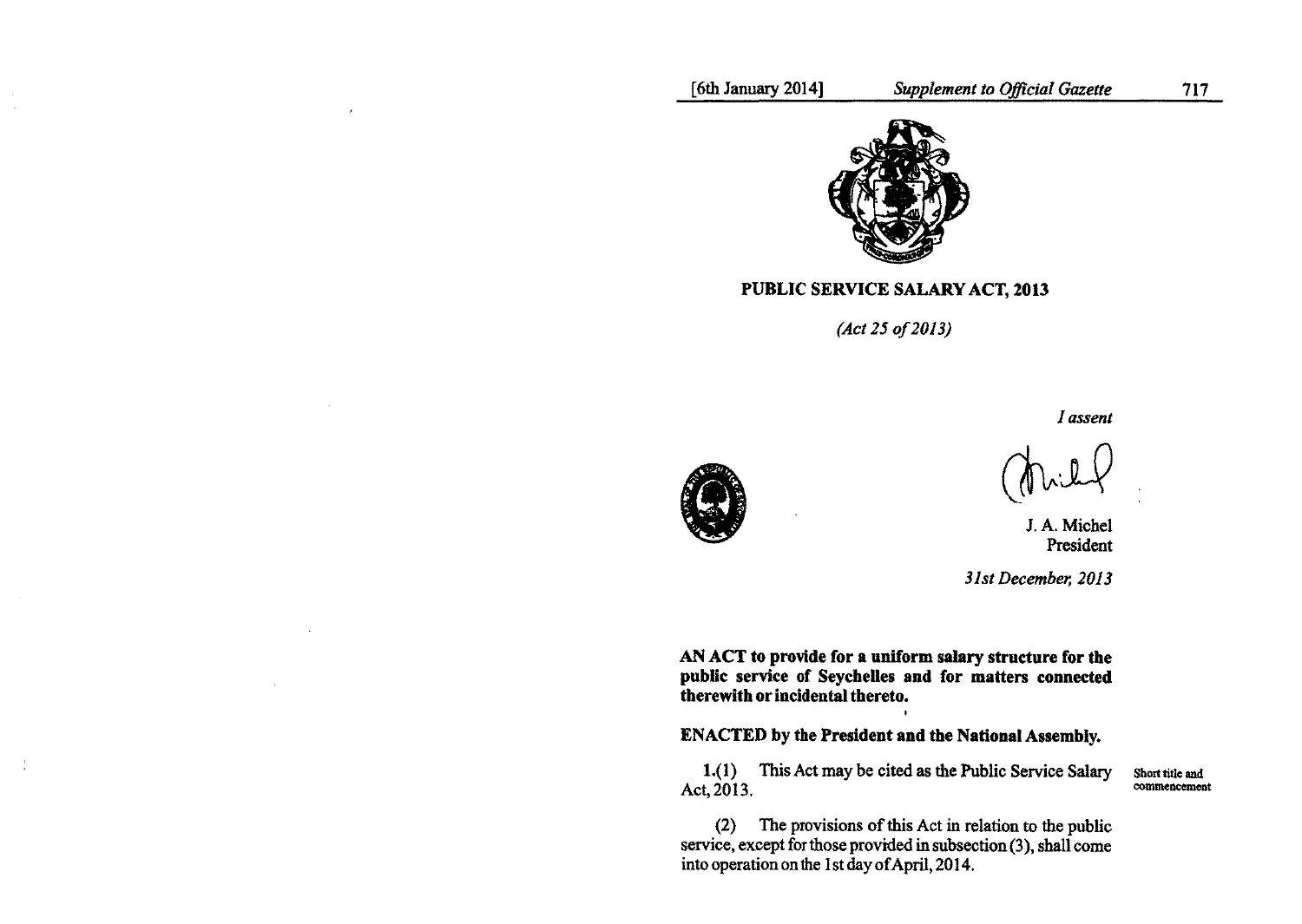# PUBLIC SERVICE SALARY ACT, 2013

*(Act 25 of 2013)*

*I assent*

J. A. Michel
President

*31st December, 2013*

**AN ACT to provide for a uniform salary structure for the public service of Seychelles and for matters connected therewith or incidental thereto.**

**ENACTED by the President and the National Assembly.**

Short title and commencement

**1.**(1) This Act may be cited as the Public Service Salary Act, 2013.

(2) The provisions of this Act in relation to the public service, except for those provided in subsection (3), shall come into operation on the 1st day of April, 2014.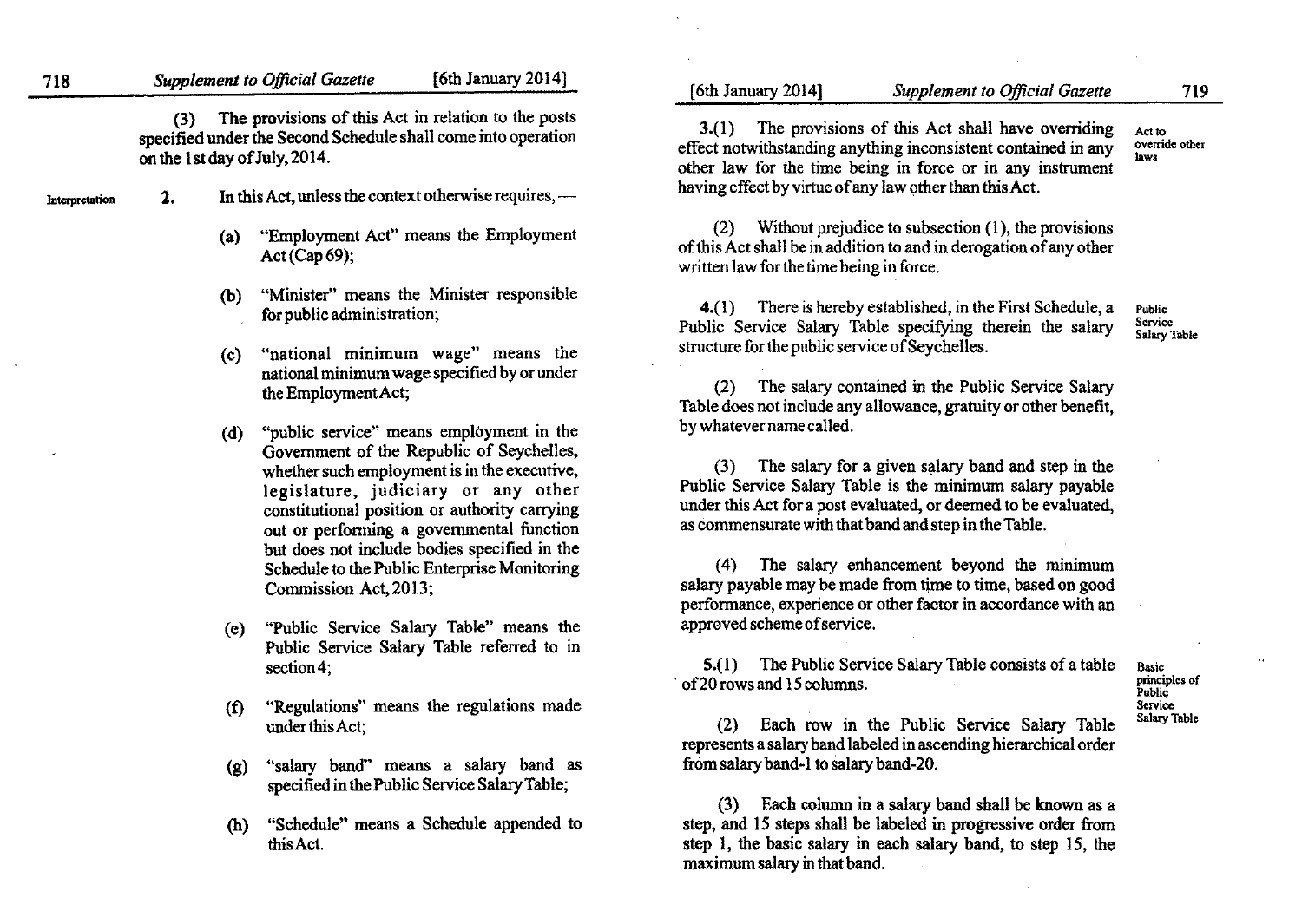(3) The provisions of this Act in relation to the posts specified under the Second Schedule shall come into operation on the 1st day of July, 2014.

Interpretation

**2.** In this Act, unless the context otherwise requires, —

(a) "Employment Act" means the Employment Act (Cap 69);

(b) "Minister" means the Minister responsible for public administration;

(c) "national minimum wage" means the national minimum wage specified by or under the Employment Act;

(d) "public service" means employment in the Government of the Republic of Seychelles, whether such employment is in the executive, legislature, judiciary or any other constitutional position or authority carrying out or performing a governmental function but does not include bodies specified in the Schedule to the Public Enterprise Monitoring Commission Act, 2013;

(e) "Public Service Salary Table" means the Public Service Salary Table referred to in section 4;

(f) "Regulations" means the regulations made under this Act;

(g) "salary band" means a salary band as specified in the Public Service Salary Table;

(h) "Schedule" means a Schedule appended to this Act.

Act to override other laws

**3.**(1) The provisions of this Act shall have overriding effect notwithstanding anything inconsistent contained in any other law for the time being in force or in any instrument having effect by virtue of any law other than this Act.

(2) Without prejudice to subsection (1), the provisions of this Act shall be in addition to and in derogation of any other written law for the time being in force.

Public Service Salary Table

**4.**(1) There is hereby established, in the First Schedule, a Public Service Salary Table specifying therein the salary structure for the public service of Seychelles.

(2) The salary contained in the Public Service Salary Table does not include any allowance, gratuity or other benefit, by whatever name called.

(3) The salary for a given salary band and step in the Public Service Salary Table is the minimum salary payable under this Act for a post evaluated, or deemed to be evaluated, as commensurate with that band and step in the Table.

(4) The salary enhancement beyond the minimum salary payable may be made from time to time, based on good performance, experience or other factor in accordance with an approved scheme of service.

Basic principles of Public Service Salary Table

**5.**(1) The Public Service Salary Table consists of a table of 20 rows and 15 columns.

(2) Each row in the Public Service Salary Table represents a salary band labeled in ascending hierarchical order from salary band-1 to salary band-20.

(3) Each column in a salary band shall be known as a step, and 15 steps shall be labeled in progressive order from step 1, the basic salary in each salary band, to step 15, the maximum salary in that band.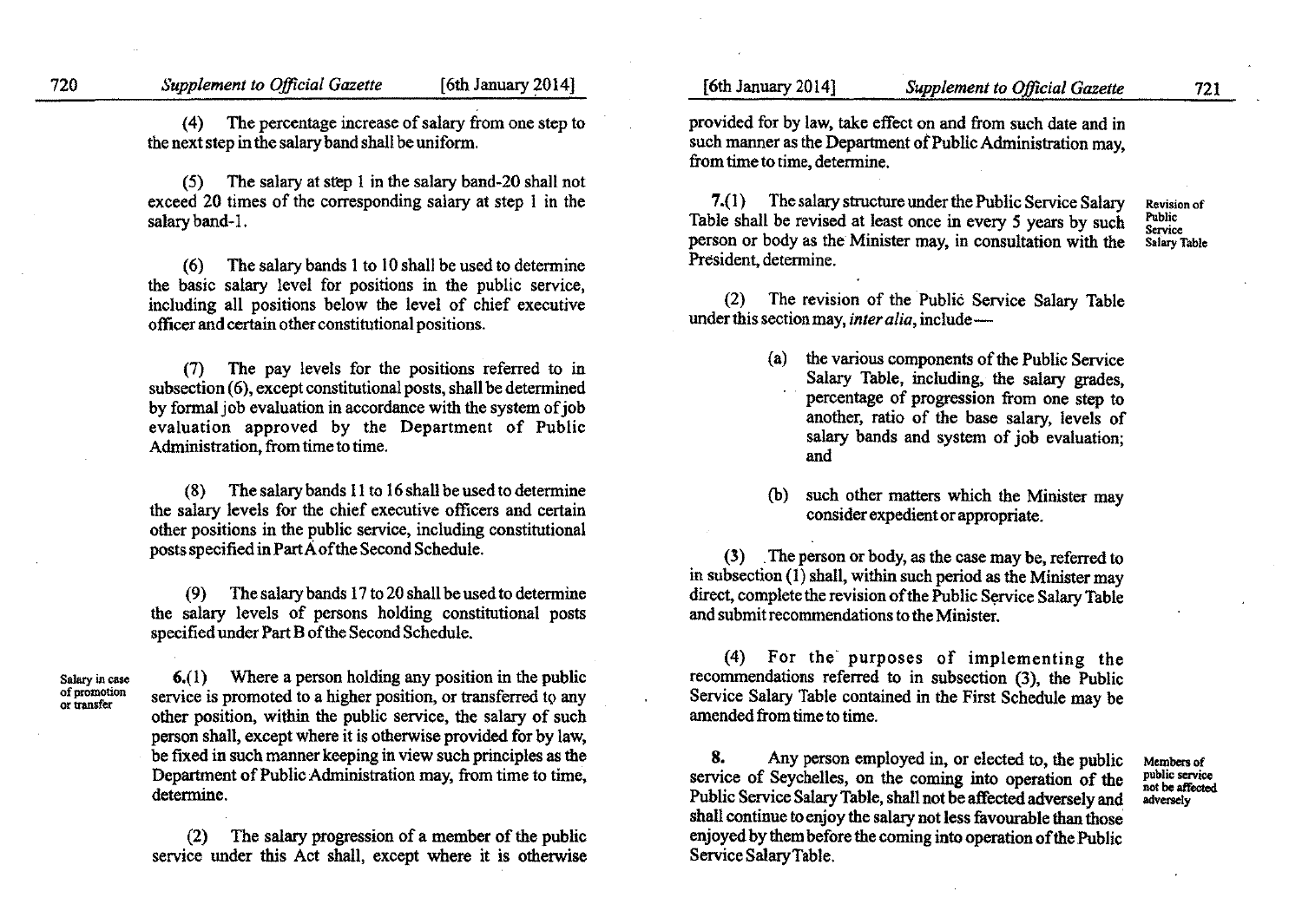(4) The percentage increase of salary from one step to the next step in the salary band shall be uniform.

(5) The salary at step 1 in the salary band-20 shall not exceed 20 times of the corresponding salary at step 1 in the salary band-1.

(6) The salary bands 1 to 10 shall be used to determine the basic salary level for positions in the public service, including all positions below the level of chief executive officer and certain other constitutional positions.

(7) The pay levels for the positions referred to in subsection (6), except constitutional posts, shall be determined by formal job evaluation in accordance with the system of job evaluation approved by the Department of Public Administration, from time to time.

(8) The salary bands 11 to 16 shall be used to determine the salary levels for the chief executive officers and certain other positions in the public service, including constitutional posts specified in Part A of the Second Schedule.

(9) The salary bands 17 to 20 shall be used to determine the salary levels of persons holding constitutional posts specified under Part B of the Second Schedule.

**Salary in case of promotion or transfer**

6.(1) Where a person holding any position in the public service is promoted to a higher position, or transferred to any other position, within the public service, the salary of such person shall, except where it is otherwise provided for by law, be fixed in such manner keeping in view such principles as the Department of Public Administration may, from time to time, determine.

(2) The salary progression of a member of the public service under this Act shall, except where it is otherwise provided for by law, take effect on and from such date and in such manner as the Department of Public Administration may, from time to time, determine.

**Revision of Public Service Salary Table**

7.(1) The salary structure under the Public Service Salary Table shall be revised at least once in every 5 years by such person or body as the Minister may, in consultation with the President, determine.

(2) The revision of the Public Service Salary Table under this section may, *inter alia*, include—

(a) the various components of the Public Service Salary Table, including, the salary grades, percentage of progression from one step to another, ratio of the base salary, levels of salary bands and system of job evaluation; and

(b) such other matters which the Minister may consider expedient or appropriate.

(3) The person or body, as the case may be, referred to in subsection (1) shall, within such period as the Minister may direct, complete the revision of the Public Service Salary Table and submit recommendations to the Minister.

(4) For the purposes of implementing the recommendations referred to in subsection (3), the Public Service Salary Table contained in the First Schedule may be amended from time to time.

**Members of public service not be affected adversely**

8. Any person employed in, or elected to, the public service of Seychelles, on the coming into operation of the Public Service Salary Table, shall not be affected adversely and shall continue to enjoy the salary not less favourable than those enjoyed by them before the coming into operation of the Public Service Salary Table.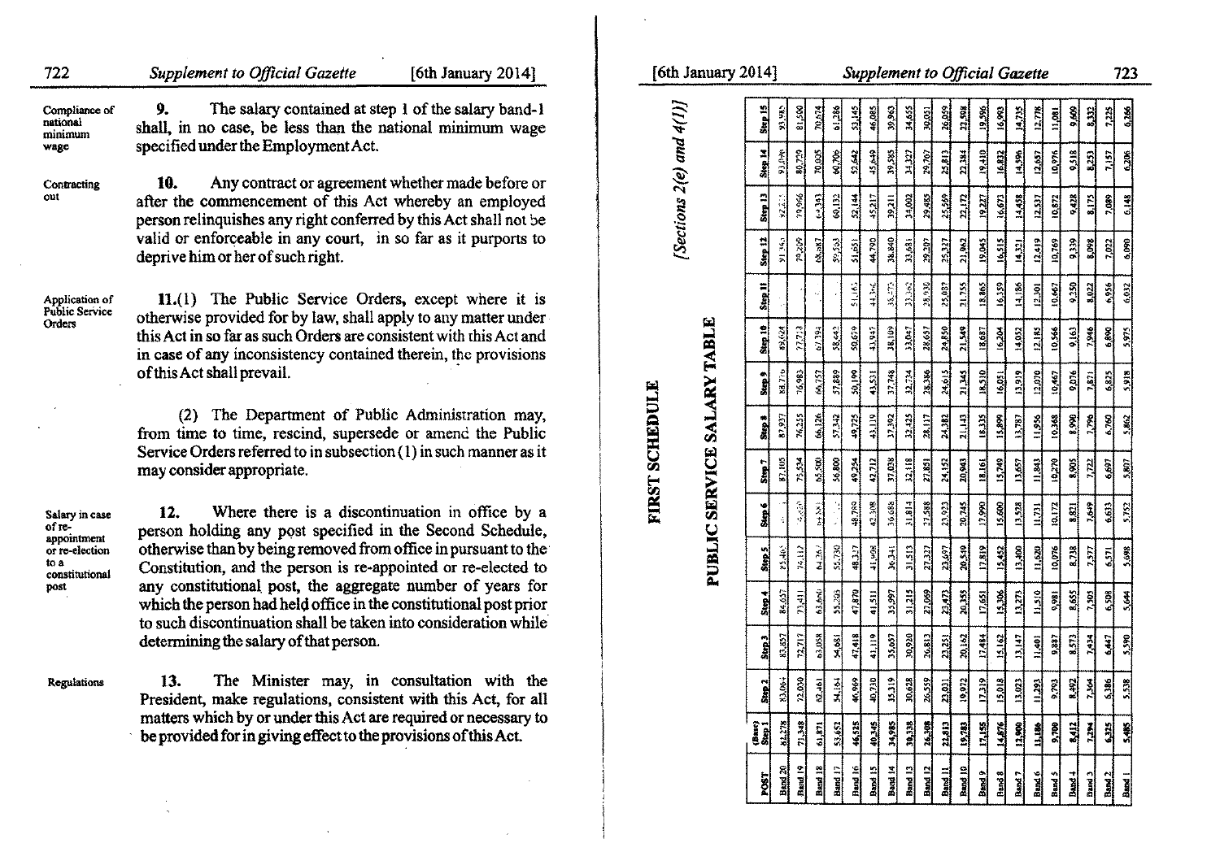**Compliance of national minimum wage**

**9.** The salary contained at step 1 of the salary band-1 shall, in no case, be less than the national minimum wage specified under the Employment Act.

**Contracting out**

**10.** Any contract or agreement whether made before or after the commencement of this Act whereby an employed person relinquishes any right conferred by this Act shall not be valid or enforceable in any court, in so far as it purports to deprive him or her of such right.

**Application of Public Service Orders**

**11.**(1) The Public Service Orders, except where it is otherwise provided for by law, shall apply to any matter under this Act in so far as such Orders are consistent with this Act and in case of any inconsistency contained therein, the provisions of this Act shall prevail.

(2) The Department of Public Administration may, from time to time, rescind, supersede or amend the Public Service Orders referred to in subsection (1) in such manner as it may consider appropriate.

**Salary in case of re-appointment or re-election to a constitutional post**

**12.** Where there is a discontinuation in office by a person holding any post specified in the Second Schedule, otherwise than by being removed from office in pursuant to the Constitution, and the person is re-appointed or re-elected to any constitutional post, the aggregate number of years for which the person had held office in the constitutional post prior to such discontinuation shall be taken into consideration while determining the salary of that person.

**Regulations**

**13.** The Minister may, in consultation with the President, make regulations, consistent with this Act, for all matters which by or under this Act are required or necessary to be provided for in giving effect to the provisions of this Act.

# FIRST SCHEDULE

*[Sections 2(e) and 4(1)]*

## PUBLIC SERVICE SALARY TABLE

| POST | (Base) Step 1 | Step 2 | Step 3 | Step 4 | Step 5 | Step 6 | Step 7 | Step 8 | Step 9 | Step 10 | Step 11 | Step 12 | Step 13 | Step 14 | Step 15 |
|---|---|---|---|---|---|---|---|---|---|---|---|---|---|---|---|
| Band 20 | 82,278 | 83,064 | 83,857 | 84,657 | 85,463 | | 87,105 | 87,937 | 88,776 | 89,624 | | 91,343 | 92,215 | 93,096 | 93,985 |
| Band 19 | 71,348 | 72,030 | 72,719 | 73,411 | 74,112 | 74,820 | 75,534 | 76,255 | 76,983 | 77,718 | | 79,209 | 79,966 | 80,729 | 81,500 |
| Band 18 | 61,871 | 62,461 | 63,058 | 63,660 | 64,267 | 64,881 | 65,500 | 66,126 | 66,757 | 67,394 | | 68,687 | 69,343 | 70,005 | 70,674 |
| Band 17 | 53,652 | 54,164 | 54,681 | 55,203 | 55,730 | | 56,800 | 57,342 | 57,889 | 58,442 | | 59,563 | 60,132 | 60,706 | 61,286 |
| Band 16 | 46,525 | 46,969 | 47,418 | 47,870 | 48,327 | 48,789 | 49,254 | 49,725 | 50,199 | 50,679 | 51,163 | 51,651 | 52,144 | 52,642 | 53,145 |
| Band 15 | 40,345 | 40,730 | 41,119 | 41,511 | 41,908 | 42,308 | 42,712 | 43,119 | 43,531 | 43,947 | 44,366 | 44,790 | 45,217 | 45,649 | 46,085 |
| Band 14 | 34,985 | 35,319 | 35,657 | 35,997 | 36,341 | 36,688 | 37,038 | 37,392 | 37,748 | 38,109 | 38,473 | 38,840 | 39,211 | 39,585 | 39,963 |
| Band 13 | 30,338 | 30,628 | 30,920 | 31,215 | 31,513 | 31,814 | 32,118 | 32,425 | 32,734 | 33,047 | 33,362 | 33,681 | 34,002 | 34,327 | 34,655 |
| Band 12 | 26,308 | 26,559 | 26,813 | 27,069 | 27,327 | 27,588 | 27,851 | 28,117 | 28,386 | 28,657 | 28,930 | 29,207 | 29,485 | 29,767 | 30,051 |
| Band 11 | 22,813 | 23,031 | 23,251 | 23,473 | 23,697 | 23,923 | 24,152 | 24,382 | 24,615 | 24,850 | 25,087 | 25,327 | 25,569 | 25,813 | 26,059 |
| Band 10 | 19,783 | 19,972 | 20,162 | 20,355 | 20,550 | 20,745 | 20,943 | 21,143 | 21,345 | 21,549 | 21,755 | 21,962 | 22,172 | 22,384 | 22,598 |
| Band 9 | 17,155 | 17,319 | 17,484 | 17,651 | 17,819 | 17,990 | 18,161 | 18,335 | 18,510 | 18,687 | 18,865 | 19,045 | 19,227 | 19,410 | 19,596 |
| Band 8 | 14,876 | 15,018 | 15,162 | 15,306 | 15,452 | 15,600 | 15,749 | 15,899 | 16,051 | 16,204 | 16,359 | 16,515 | 16,673 | 16,832 | 16,993 |
| Band 7 | 12,900 | 13,023 | 13,147 | 13,273 | 13,400 | 13,528 | 13,657 | 13,787 | 13,919 | 14,052 | 14,186 | 14,321 | 14,458 | 14,596 | 14,735 |
| Band 6 | 11,186 | 11,293 | 11,401 | 11,510 | 11,620 | 11,731 | 11,843 | 11,956 | 12,070 | 12,185 | 12,301 | 12,419 | 12,537 | 12,657 | 12,778 |
| Band 5 | 9,700 | 9,793 | 9,887 | 9,981 | 10,076 | 10,172 | 10,270 | 10,368 | 10,467 | 10,566 | 10,667 | 10,769 | 10,872 | 10,976 | 11,081 |
| Band 4 | 8,412 | 8,492 | 8,573 | 8,655 | 8,738 | 8,821 | 8,905 | 8,990 | 9,076 | 9,163 | 9,250 | 9,339 | 9,428 | 9,518 | 9,609 |
| Band 3 | 7,294 | 7,364 | 7,434 | 7,505 | 7,577 | 7,649 | 7,722 | 7,796 | 7,871 | 7,946 | 8,022 | 8,098 | 8,175 | 8,253 | 8,332 |
| Band 2 | 6,325 | 6,386 | 6,447 | 6,508 | 6,571 | 6,633 | 6,697 | 6,760 | 6,825 | 6,890 | 6,956 | 7,022 | 7,089 | 7,157 | 7,225 |
| Band 1 | 5,485 | 5,538 | 5,590 | 5,644 | 5,698 | 5,752 | 5,807 | 5,862 | 5,918 | 5,975 | 6,032 | 6,090 | 6,148 | 6,206 | 6,266 |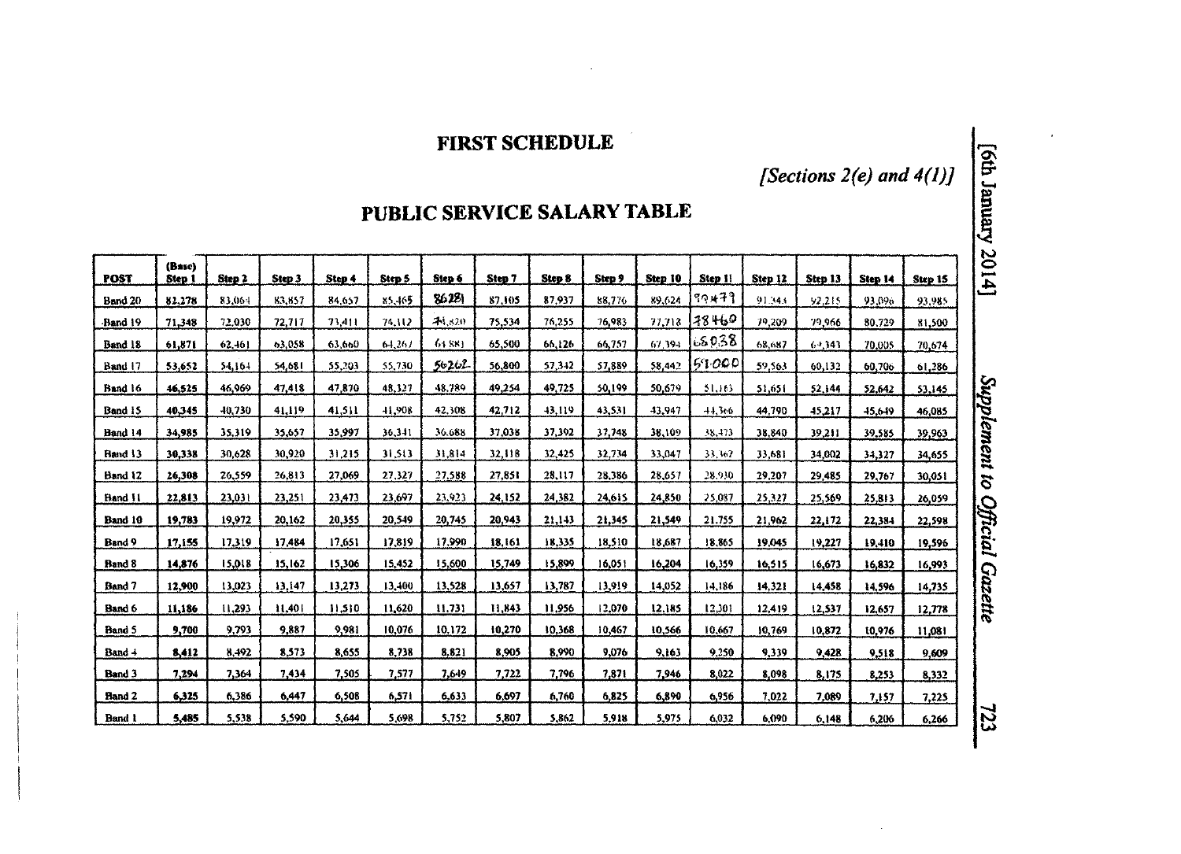# FIRST SCHEDULE

*[Sections 2(e) and 4(1)]*

## PUBLIC SERVICE SALARY TABLE

| POST | (Base) Step 1 | Step 2 | Step 3 | Step 4 | Step 5 | Step 6 | Step 7 | Step 8 | Step 9 | Step 10 | Step 11 | Step 12 | Step 13 | Step 14 | Step 15 |
|---|---|---|---|---|---|---|---|---|---|---|---|---|---|---|---|
| Band 20 | 82,278 | 83,064 | 83,857 | 84,657 | 85,465 | 86281 | 87,105 | 87,937 | 88,776 | 89,624 | 90479 | 91,343 | 92,215 | 93,096 | 93,985 |
| Band 19 | 71,348 | 72,030 | 72,717 | 73,411 | 74,112 | 74,820 | 75,534 | 76,255 | 76,983 | 77,718 | 78460 | 79,209 | 79,966 | 80,729 | 81,500 |
| Band 18 | 61,871 | 62,461 | 63,058 | 63,660 | 64,267 | 64,881 | 65,500 | 66,126 | 66,757 | 67,394 | 68038 | 68,687 | 69,343 | 70,005 | 70,674 |
| Band 17 | 53,652 | 54,164 | 54,681 | 55,203 | 55,730 | 56262 | 56,800 | 57,342 | 57,889 | 58,442 | 59000 | 59,563 | 60,132 | 60,706 | 61,286 |
| Band 16 | 46,525 | 46,969 | 47,418 | 47,870 | 48,327 | 48,789 | 49,254 | 49,725 | 50,199 | 50,679 | 51,163 | 51,651 | 52,144 | 52,642 | 53,145 |
| Band 15 | 40,345 | 40,730 | 41,119 | 41,511 | 41,908 | 42,308 | 42,712 | 43,119 | 43,531 | 43,947 | 44,366 | 44,790 | 45,217 | 45,649 | 46,085 |
| Band 14 | 34,985 | 35,319 | 35,657 | 35,997 | 36,341 | 36,688 | 37,038 | 37,392 | 37,748 | 38,109 | 38,473 | 38,840 | 39,211 | 39,585 | 39,963 |
| Band 13 | 30,338 | 30,628 | 30,920 | 31,215 | 31,513 | 31,814 | 32,118 | 32,425 | 32,734 | 33,047 | 33,362 | 33,681 | 34,002 | 34,327 | 34,655 |
| Band 12 | 26,308 | 26,559 | 26,813 | 27,069 | 27,327 | 27,588 | 27,851 | 28,117 | 28,386 | 28,657 | 28,930 | 29,207 | 29,485 | 29,767 | 30,051 |
| Band 11 | 22,813 | 23,031 | 23,251 | 23,473 | 23,697 | 23,923 | 24,152 | 24,382 | 24,615 | 24,850 | 25,087 | 25,327 | 25,569 | 25,813 | 26,059 |
| Band 10 | 19,783 | 19,972 | 20,162 | 20,355 | 20,549 | 20,745 | 20,943 | 21,143 | 21,345 | 21,549 | 21,755 | 21,962 | 22,172 | 22,384 | 22,598 |
| Band 9 | 17,155 | 17,319 | 17,484 | 17,651 | 17,819 | 17,990 | 18,161 | 18,335 | 18,510 | 18,687 | 18,865 | 19,045 | 19,227 | 19,410 | 19,596 |
| Band 8 | 14,876 | 15,018 | 15,162 | 15,306 | 15,452 | 15,600 | 15,749 | 15,899 | 16,051 | 16,204 | 16,359 | 16,515 | 16,673 | 16,832 | 16,993 |
| Band 7 | 12,900 | 13,023 | 13,147 | 13,273 | 13,400 | 13,528 | 13,657 | 13,787 | 13,919 | 14,052 | 14,186 | 14,321 | 14,458 | 14,596 | 14,735 |
| Band 6 | 11,186 | 11,293 | 11,401 | 11,510 | 11,620 | 11,731 | 11,843 | 11,956 | 12,070 | 12,185 | 12,301 | 12,419 | 12,537 | 12,657 | 12,778 |
| Band 5 | 9,700 | 9,793 | 9,887 | 9,981 | 10,076 | 10,172 | 10,270 | 10,368 | 10,467 | 10,566 | 10,667 | 10,769 | 10,872 | 10,976 | 11,081 |
| Band 4 | 8,412 | 8,492 | 8,573 | 8,655 | 8,738 | 8,821 | 8,905 | 8,990 | 9,076 | 9,163 | 9,250 | 9,339 | 9,428 | 9,518 | 9,609 |
| Band 3 | 7,294 | 7,364 | 7,434 | 7,505 | 7,577 | 7,649 | 7,722 | 7,796 | 7,871 | 7,946 | 8,022 | 8,098 | 8,175 | 8,253 | 8,332 |
| Band 2 | 6,325 | 6,386 | 6,447 | 6,508 | 6,571 | 6,633 | 6,697 | 6,760 | 6,825 | 6,890 | 6,956 | 7,022 | 7,089 | 7,157 | 7,225 |
| Band 1 | 5,485 | 5,538 | 5,590 | 5,644 | 5,698 | 5,752 | 5,807 | 5,862 | 5,918 | 5,975 | 6,032 | 6,090 | 6,148 | 6,206 | 6,266 |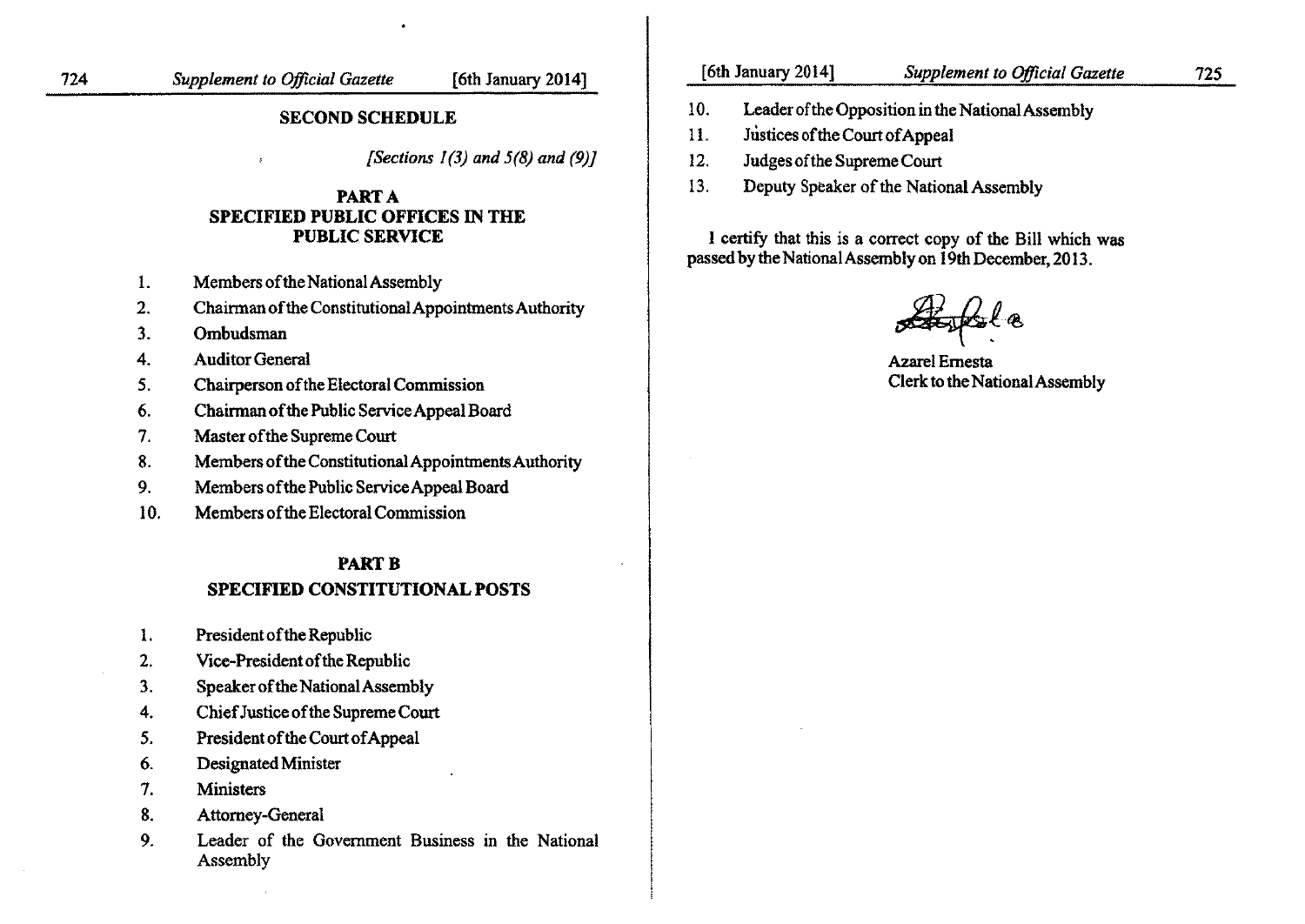## SECOND SCHEDULE

*[Sections 1(3) and 5(8) and (9)]*

### PART A
### SPECIFIED PUBLIC OFFICES IN THE PUBLIC SERVICE

1. Members of the National Assembly
2. Chairman of the Constitutional Appointments Authority
3. Ombudsman
4. Auditor General
5. Chairperson of the Electoral Commission
6. Chairman of the Public Service Appeal Board
7. Master of the Supreme Court
8. Members of the Constitutional Appointments Authority
9. Members of the Public Service Appeal Board
10. Members of the Electoral Commission

### PART B
### SPECIFIED CONSTITUTIONAL POSTS

1. President of the Republic
2. Vice-President of the Republic
3. Speaker of the National Assembly
4. Chief Justice of the Supreme Court
5. President of the Court of Appeal
6. Designated Minister
7. Ministers
8. Attorney-General
9. Leader of the Government Business in the National Assembly
10. Leader of the Opposition in the National Assembly
11. Justices of the Court of Appeal
12. Judges of the Supreme Court
13. Deputy Speaker of the National Assembly

I certify that this is a correct copy of the Bill which was passed by the National Assembly on 19th December, 2013.

Azarel Ernesta
Clerk to the National Assembly